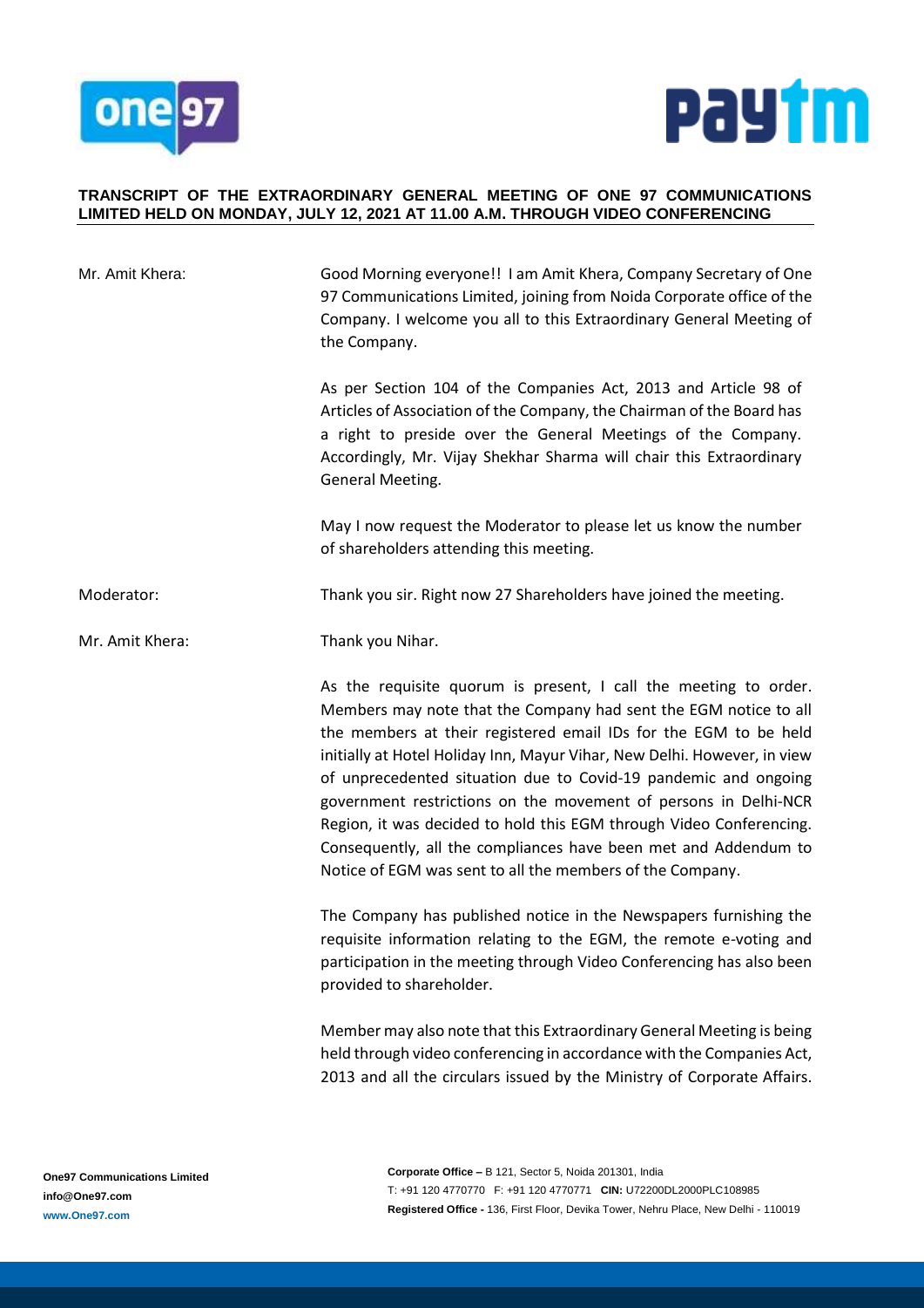**TRANSCRIPT OF THE EXTRAORDINARY GENERAL MEETING OF ONE 97 COMMUNICATIONS LIMITED HELD ON MONDAY, JULY 12, 2021 AT 11.00 A.M. THROUGH VIDEO CONFERENCING**

| | |
|---|---|
| Mr. Amit Khera: | Good Morning everyone!! I am Amit Khera, Company Secretary of One 97 Communications Limited, joining from Noida Corporate office of the Company. I welcome you all to this Extraordinary General Meeting of the Company. |
| | As per Section 104 of the Companies Act, 2013 and Article 98 of Articles of Association of the Company, the Chairman of the Board has a right to preside over the General Meetings of the Company. Accordingly, Mr. Vijay Shekhar Sharma will chair this Extraordinary General Meeting. |
| | May I now request the Moderator to please let us know the number of shareholders attending this meeting. |
| Moderator: | Thank you sir. Right now 27 Shareholders have joined the meeting. |
| Mr. Amit Khera: | Thank you Nihar. |
| | As the requisite quorum is present, I call the meeting to order. Members may note that the Company had sent the EGM notice to all the members at their registered email IDs for the EGM to be held initially at Hotel Holiday Inn, Mayur Vihar, New Delhi. However, in view of unprecedented situation due to Covid-19 pandemic and ongoing government restrictions on the movement of persons in Delhi-NCR Region, it was decided to hold this EGM through Video Conferencing. Consequently, all the compliances have been met and Addendum to Notice of EGM was sent to all the members of the Company. |
| | The Company has published notice in the Newspapers furnishing the requisite information relating to the EGM, the remote e-voting and participation in the meeting through Video Conferencing has also been provided to shareholder. |
| | Member may also note that this Extraordinary General Meeting is being held through video conferencing in accordance with the Companies Act, 2013 and all the circulars issued by the Ministry of Corporate Affairs. |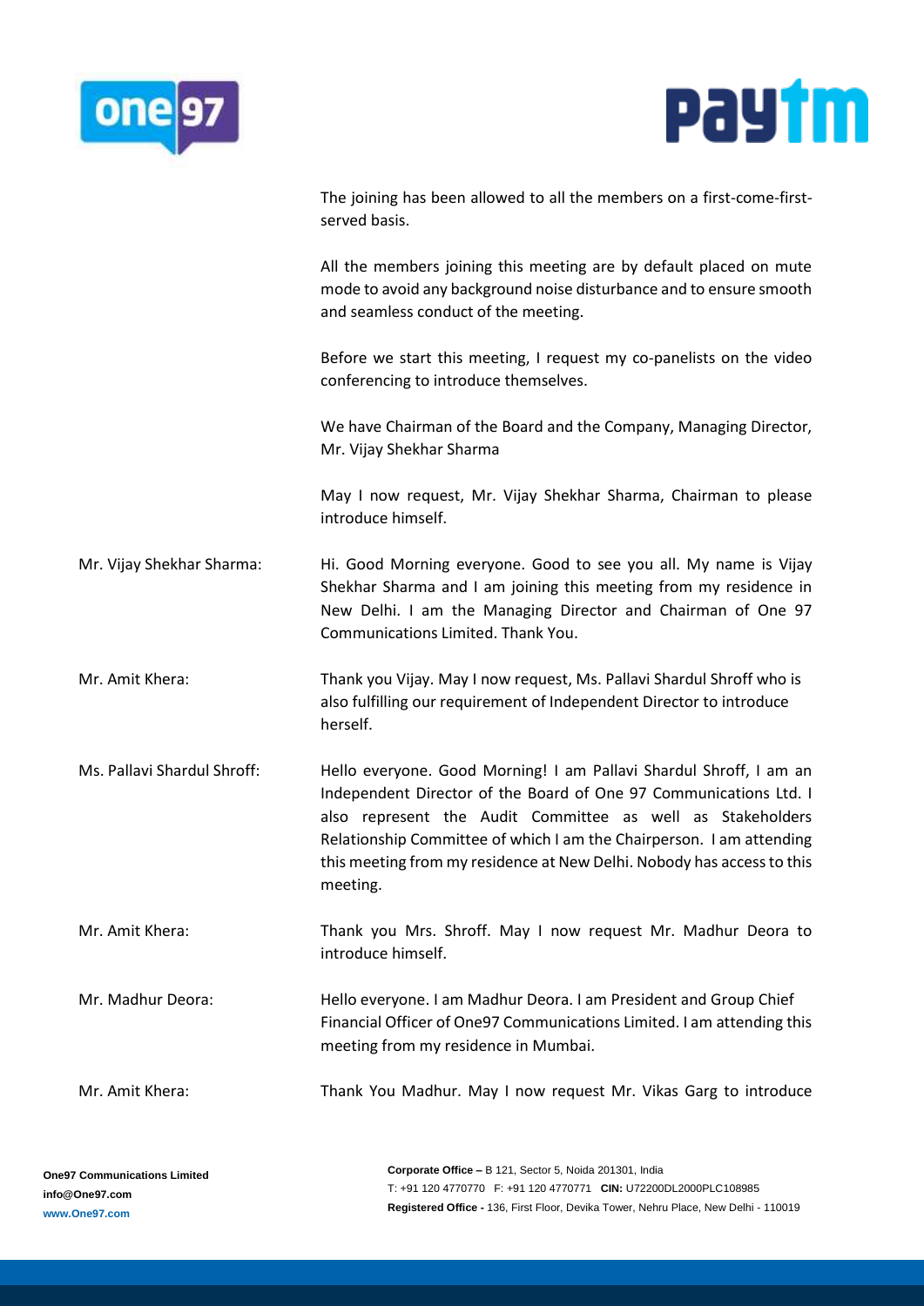The joining has been allowed to all the members on a first-come-first-served basis.

All the members joining this meeting are by default placed on mute mode to avoid any background noise disturbance and to ensure smooth and seamless conduct of the meeting.

Before we start this meeting, I request my co-panelists on the video conferencing to introduce themselves.

We have Chairman of the Board and the Company, Managing Director, Mr. Vijay Shekhar Sharma

May I now request, Mr. Vijay Shekhar Sharma, Chairman to please introduce himself.

**Mr. Vijay Shekhar Sharma:** Hi. Good Morning everyone. Good to see you all. My name is Vijay Shekhar Sharma and I am joining this meeting from my residence in New Delhi. I am the Managing Director and Chairman of One 97 Communications Limited. Thank You.

**Mr. Amit Khera:** Thank you Vijay. May I now request, Ms. Pallavi Shardul Shroff who is also fulfilling our requirement of Independent Director to introduce herself.

**Ms. Pallavi Shardul Shroff:** Hello everyone. Good Morning! I am Pallavi Shardul Shroff, I am an Independent Director of the Board of One 97 Communications Ltd. I also represent the Audit Committee as well as Stakeholders Relationship Committee of which I am the Chairperson. I am attending this meeting from my residence at New Delhi. Nobody has access to this meeting.

**Mr. Amit Khera:** Thank you Mrs. Shroff. May I now request Mr. Madhur Deora to introduce himself.

**Mr. Madhur Deora:** Hello everyone. I am Madhur Deora. I am President and Group Chief Financial Officer of One97 Communications Limited. I am attending this meeting from my residence in Mumbai.

**Mr. Amit Khera:** Thank You Madhur. May I now request Mr. Vikas Garg to introduce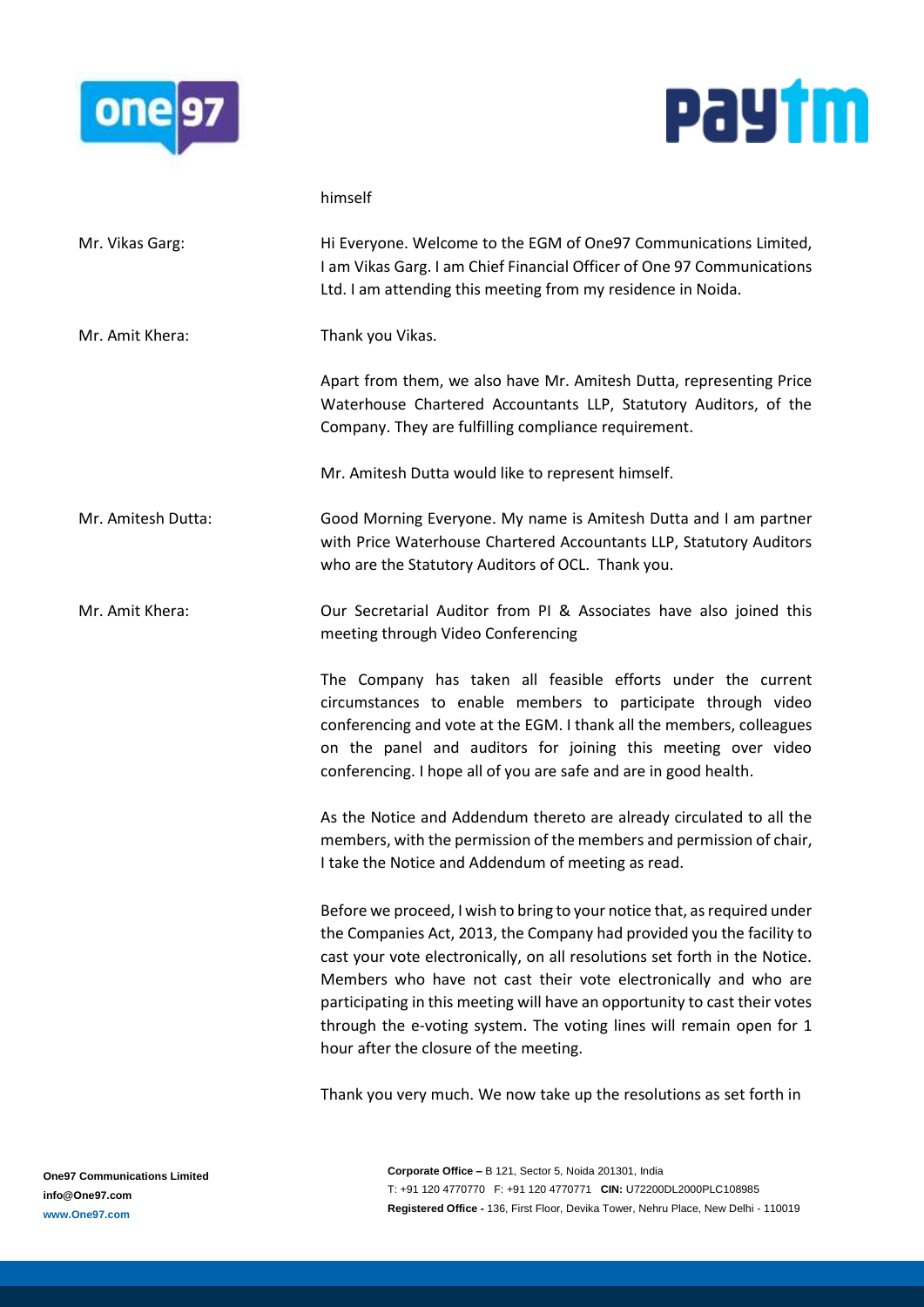himself

Mr. Vikas Garg: Hi Everyone. Welcome to the EGM of One97 Communications Limited, I am Vikas Garg. I am Chief Financial Officer of One 97 Communications Ltd. I am attending this meeting from my residence in Noida.

Mr. Amit Khera: Thank you Vikas.

Apart from them, we also have Mr. Amitesh Dutta, representing Price Waterhouse Chartered Accountants LLP, Statutory Auditors, of the Company. They are fulfilling compliance requirement.

Mr. Amitesh Dutta would like to represent himself.

Mr. Amitesh Dutta: Good Morning Everyone. My name is Amitesh Dutta and I am partner with Price Waterhouse Chartered Accountants LLP, Statutory Auditors who are the Statutory Auditors of OCL. Thank you.

Mr. Amit Khera: Our Secretarial Auditor from PI & Associates have also joined this meeting through Video Conferencing

The Company has taken all feasible efforts under the current circumstances to enable members to participate through video conferencing and vote at the EGM. I thank all the members, colleagues on the panel and auditors for joining this meeting over video conferencing. I hope all of you are safe and are in good health.

As the Notice and Addendum thereto are already circulated to all the members, with the permission of the members and permission of chair, I take the Notice and Addendum of meeting as read.

Before we proceed, I wish to bring to your notice that, as required under the Companies Act, 2013, the Company had provided you the facility to cast your vote electronically, on all resolutions set forth in the Notice. Members who have not cast their vote electronically and who are participating in this meeting will have an opportunity to cast their votes through the e-voting system. The voting lines will remain open for 1 hour after the closure of the meeting.

Thank you very much. We now take up the resolutions as set forth in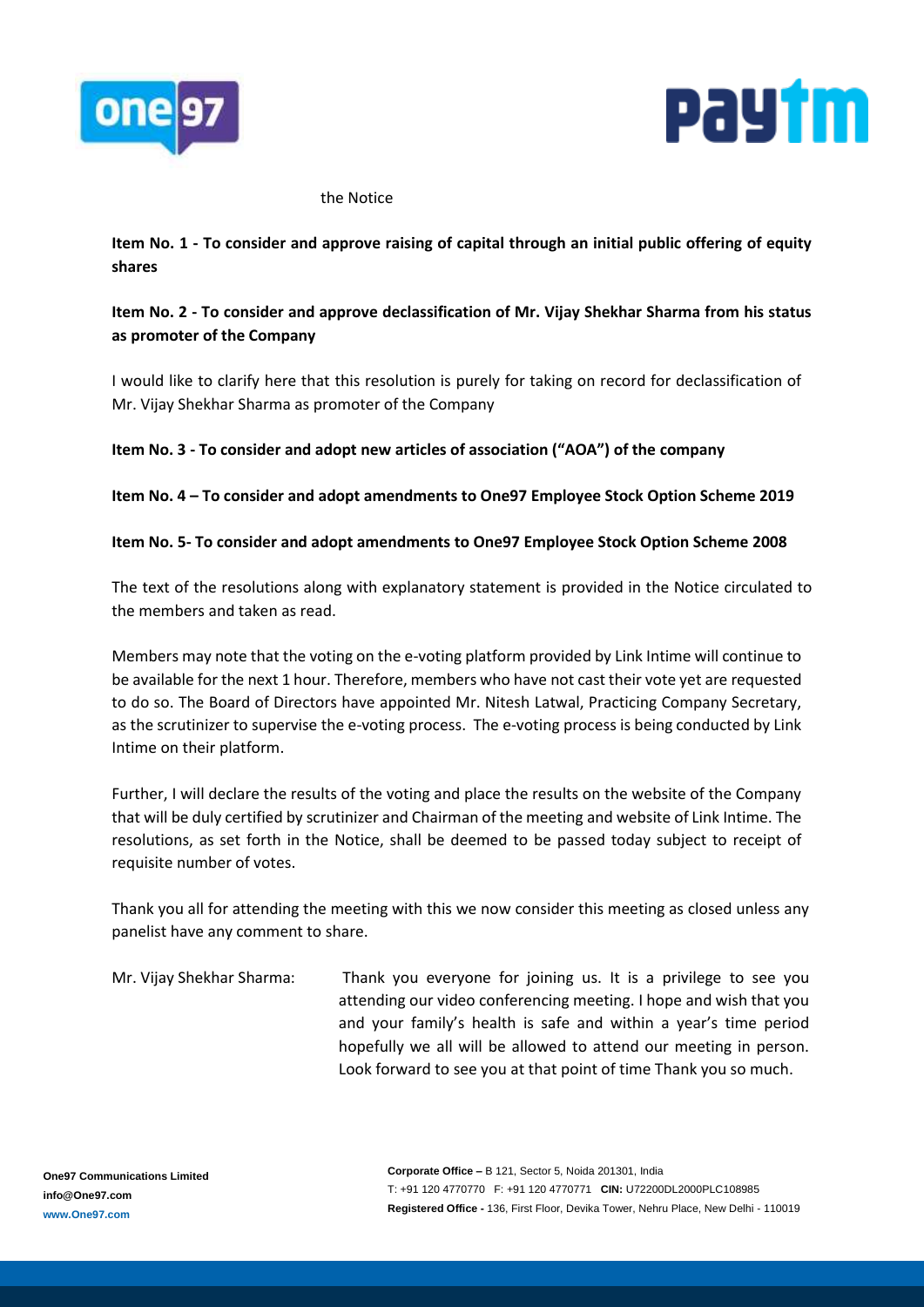the Notice

**Item No. 1 - To consider and approve raising of capital through an initial public offering of equity shares**

**Item No. 2 - To consider and approve declassification of Mr. Vijay Shekhar Sharma from his status as promoter of the Company**

I would like to clarify here that this resolution is purely for taking on record for declassification of Mr. Vijay Shekhar Sharma as promoter of the Company

**Item No. 3 - To consider and adopt new articles of association ("AOA") of the company**

**Item No. 4 – To consider and adopt amendments to One97 Employee Stock Option Scheme 2019**

**Item No. 5- To consider and adopt amendments to One97 Employee Stock Option Scheme 2008**

The text of the resolutions along with explanatory statement is provided in the Notice circulated to the members and taken as read.

Members may note that the voting on the e-voting platform provided by Link Intime will continue to be available for the next 1 hour. Therefore, members who have not cast their vote yet are requested to do so. The Board of Directors have appointed Mr. Nitesh Latwal, Practicing Company Secretary, as the scrutinizer to supervise the e-voting process. The e-voting process is being conducted by Link Intime on their platform.

Further, I will declare the results of the voting and place the results on the website of the Company that will be duly certified by scrutinizer and Chairman of the meeting and website of Link Intime. The resolutions, as set forth in the Notice, shall be deemed to be passed today subject to receipt of requisite number of votes.

Thank you all for attending the meeting with this we now consider this meeting as closed unless any panelist have any comment to share.

Mr. Vijay Shekhar Sharma: Thank you everyone for joining us. It is a privilege to see you attending our video conferencing meeting. I hope and wish that you and your family's health is safe and within a year's time period hopefully we all will be allowed to attend our meeting in person. Look forward to see you at that point of time Thank you so much.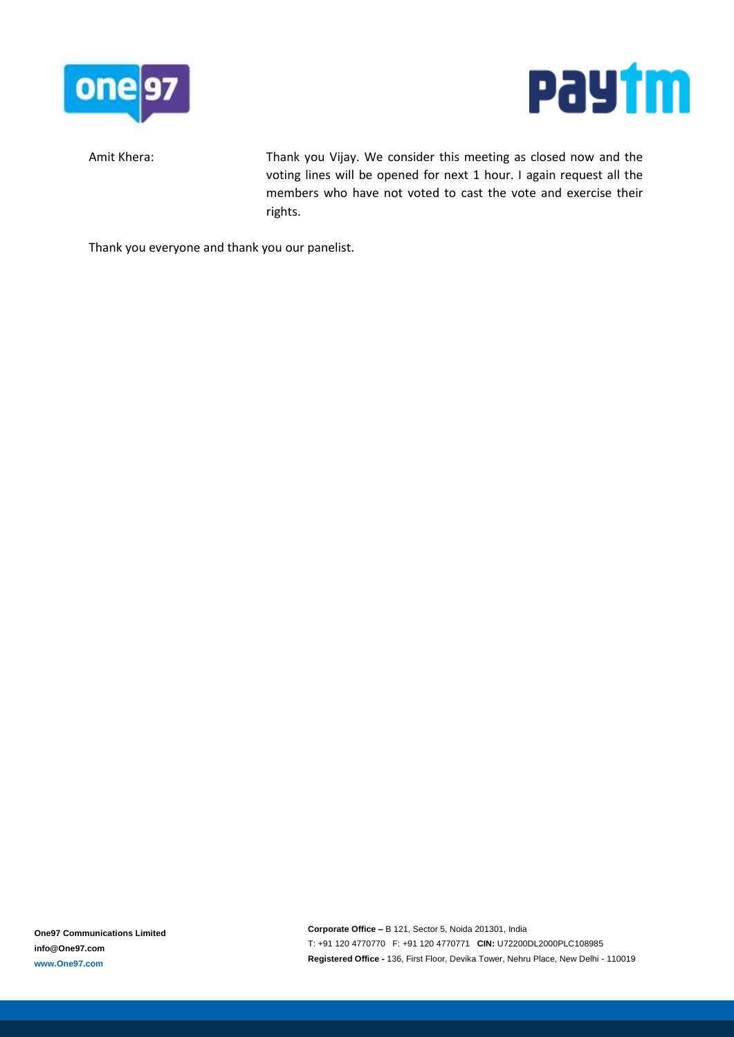Amit Khera: Thank you Vijay. We consider this meeting as closed now and the voting lines will be opened for next 1 hour. I again request all the members who have not voted to cast the vote and exercise their rights.

Thank you everyone and thank you our panelist.